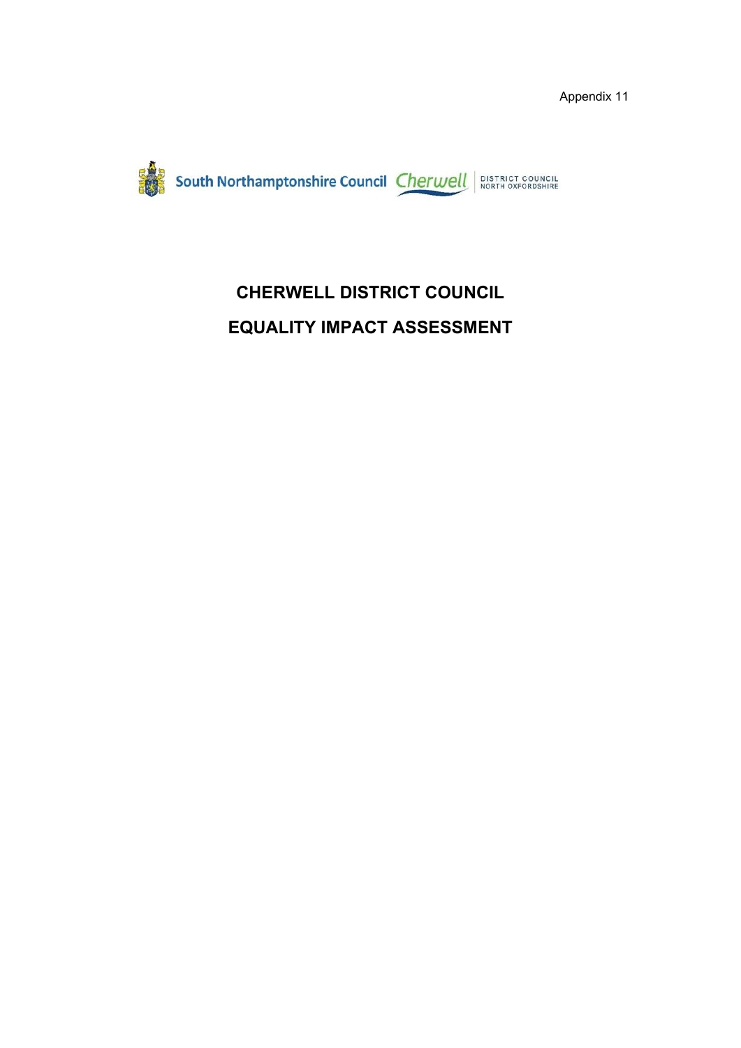Appendix 11

South Northamptonshire Council Cherwell DISTRICT COUNCIL NORTH OXFORDSHIRE

# CHERWELL DISTRICT COUNCIL

# EQUALITY IMPACT ASSESSMENT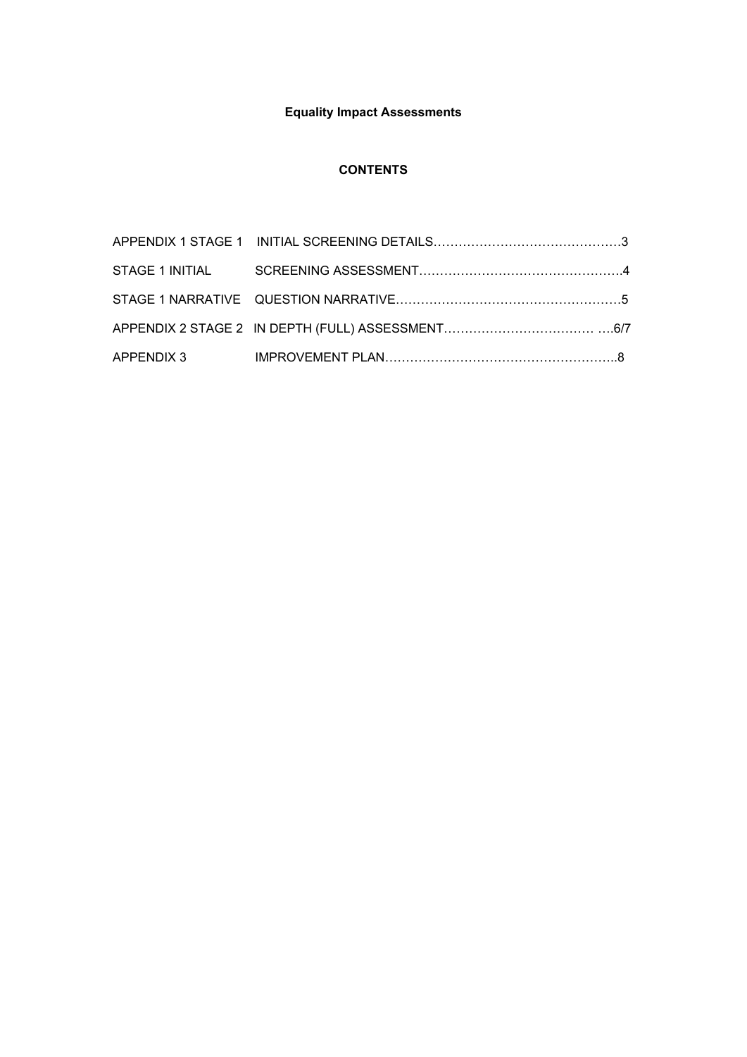# Equality Impact Assessments

## CONTENTS

| | | |
|---|---|---|
| APPENDIX 1 STAGE 1 | INITIAL SCREENING DETAILS | 3 |
| STAGE 1 INITIAL | SCREENING ASSESSMENT | 4 |
| STAGE 1 NARRATIVE | QUESTION NARRATIVE | 5 |
| APPENDIX 2 STAGE 2 | IN DEPTH (FULL) ASSESSMENT | 6/7 |
| APPENDIX 3 | IMPROVEMENT PLAN | 8 |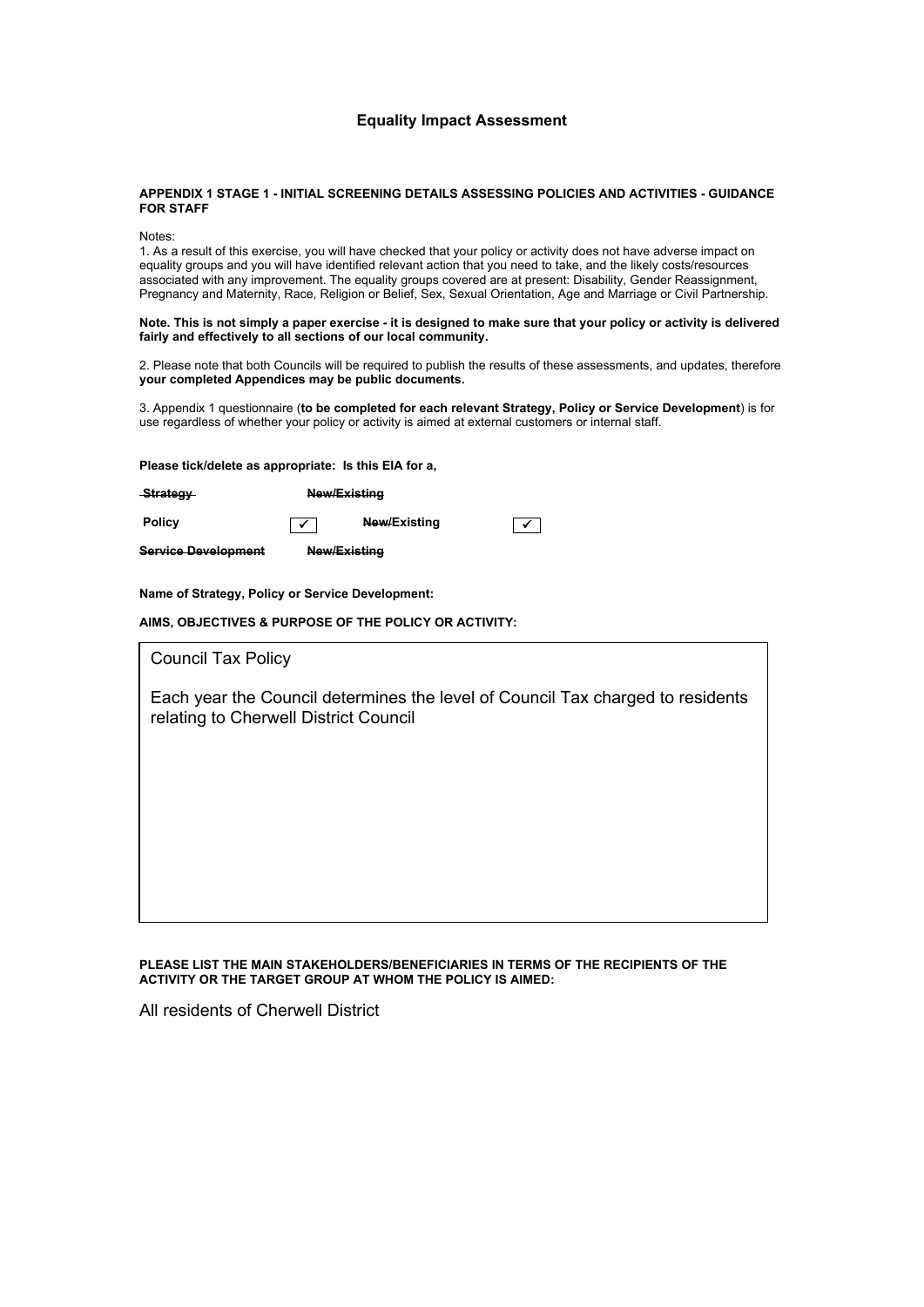# Equality Impact Assessment

**APPENDIX 1 STAGE 1 - INITIAL SCREENING DETAILS ASSESSING POLICIES AND ACTIVITIES - GUIDANCE FOR STAFF**

Notes:

1. As a result of this exercise, you will have checked that your policy or activity does not have adverse impact on equality groups and you will have identified relevant action that you need to take, and the likely costs/resources associated with any improvement. The equality groups covered are at present: Disability, Gender Reassignment, Pregnancy and Maternity, Race, Religion or Belief, Sex, Sexual Orientation, Age and Marriage or Civil Partnership.

**Note. This is not simply a paper exercise - it is designed to make sure that your policy or activity is delivered fairly and effectively to all sections of our local community.**

2. Please note that both Councils will be required to publish the results of these assessments, and updates, therefore **your completed Appendices may be public documents.**

3. Appendix 1 questionnaire (**to be completed for each relevant Strategy, Policy or Service Development**) is for use regardless of whether your policy or activity is aimed at external customers or internal staff.

**Please tick/delete as appropriate: Is this EIA for a,**

| | | | |
|---|---|---|---|
| ~~**Strategy**~~ | | ~~**New/Existing**~~ | |
| **Policy** | ✓ | ~~**New/**~~**Existing** | ✓ |
| ~~**Service Development**~~ | | ~~**New/Existing**~~ | |

**Name of Strategy, Policy or Service Development:**

**AIMS, OBJECTIVES & PURPOSE OF THE POLICY OR ACTIVITY:**

Council Tax Policy

Each year the Council determines the level of Council Tax charged to residents relating to Cherwell District Council

**PLEASE LIST THE MAIN STAKEHOLDERS/BENEFICIARIES IN TERMS OF THE RECIPIENTS OF THE ACTIVITY OR THE TARGET GROUP AT WHOM THE POLICY IS AIMED:**

All residents of Cherwell District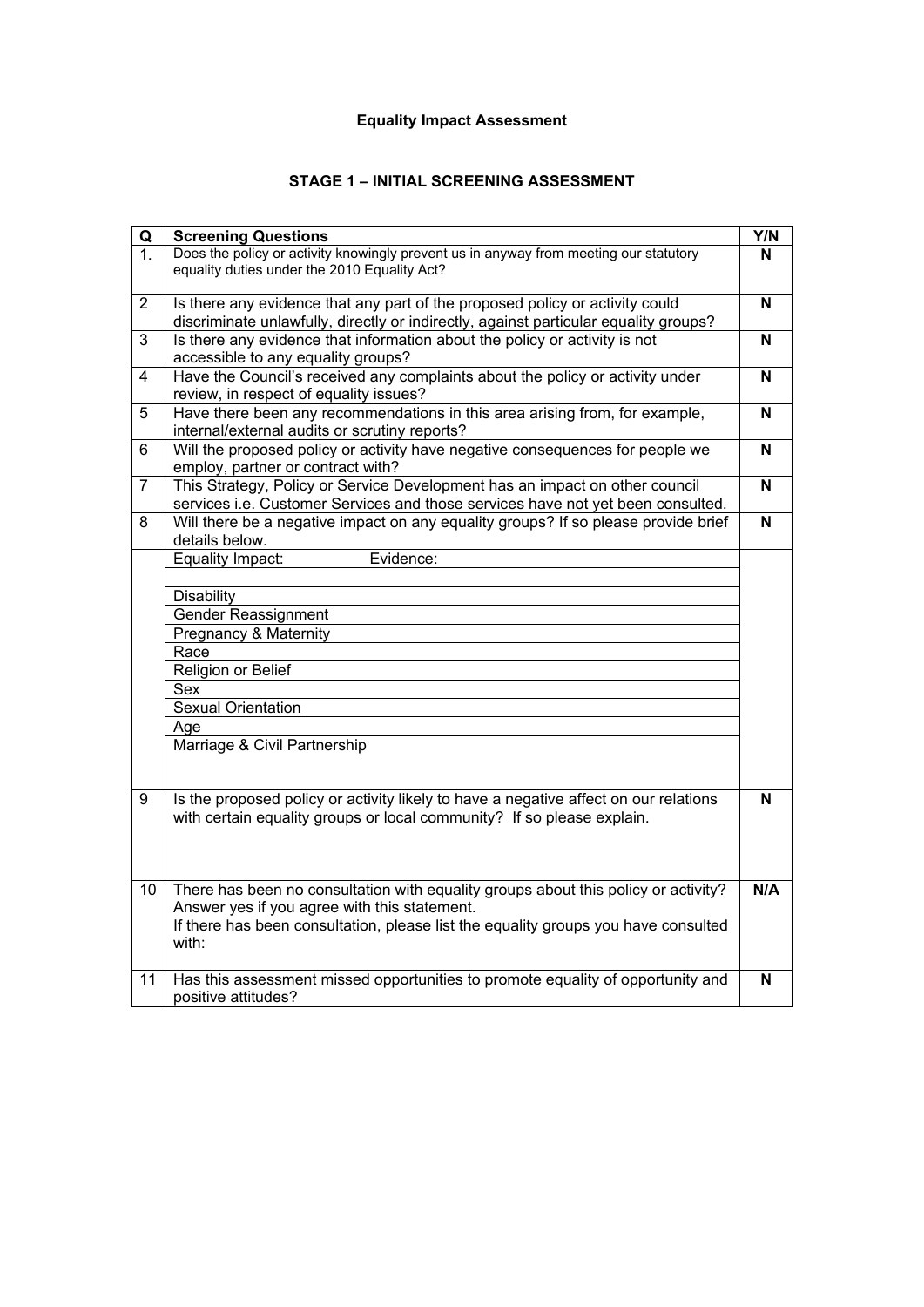**Equality Impact Assessment**

**STAGE 1 – INITIAL SCREENING ASSESSMENT**

| Q | Screening Questions | Y/N |
|---|---|---|
| 1. | Does the policy or activity knowingly prevent us in anyway from meeting our statutory equality duties under the 2010 Equality Act? | N |
| 2 | Is there any evidence that any part of the proposed policy or activity could discriminate unlawfully, directly or indirectly, against particular equality groups? | N |
| 3 | Is there any evidence that information about the policy or activity is not accessible to any equality groups? | N |
| 4 | Have the Council's received any complaints about the policy or activity under review, in respect of equality issues? | N |
| 5 | Have there been any recommendations in this area arising from, for example, internal/external audits or scrutiny reports? | N |
| 6 | Will the proposed policy or activity have negative consequences for people we employ, partner or contract with? | N |
| 7 | This Strategy, Policy or Service Development has an impact on other council services i.e. Customer Services and those services have not yet been consulted. | N |
| 8 | Will there be a negative impact on any equality groups? If so please provide brief details below. | N |
| | Equality Impact: Evidence: | |
| | | |
| | Disability | |
| | Gender Reassignment | |
| | Pregnancy & Maternity | |
| | Race | |
| | Religion or Belief | |
| | Sex | |
| | Sexual Orientation | |
| | Age | |
| | Marriage & Civil Partnership | |
| 9 | Is the proposed policy or activity likely to have a negative affect on our relations with certain equality groups or local community? If so please explain. | N |
| 10 | There has been no consultation with equality groups about this policy or activity? Answer yes if you agree with this statement. If there has been consultation, please list the equality groups you have consulted with: | N/A |
| 11 | Has this assessment missed opportunities to promote equality of opportunity and positive attitudes? | N |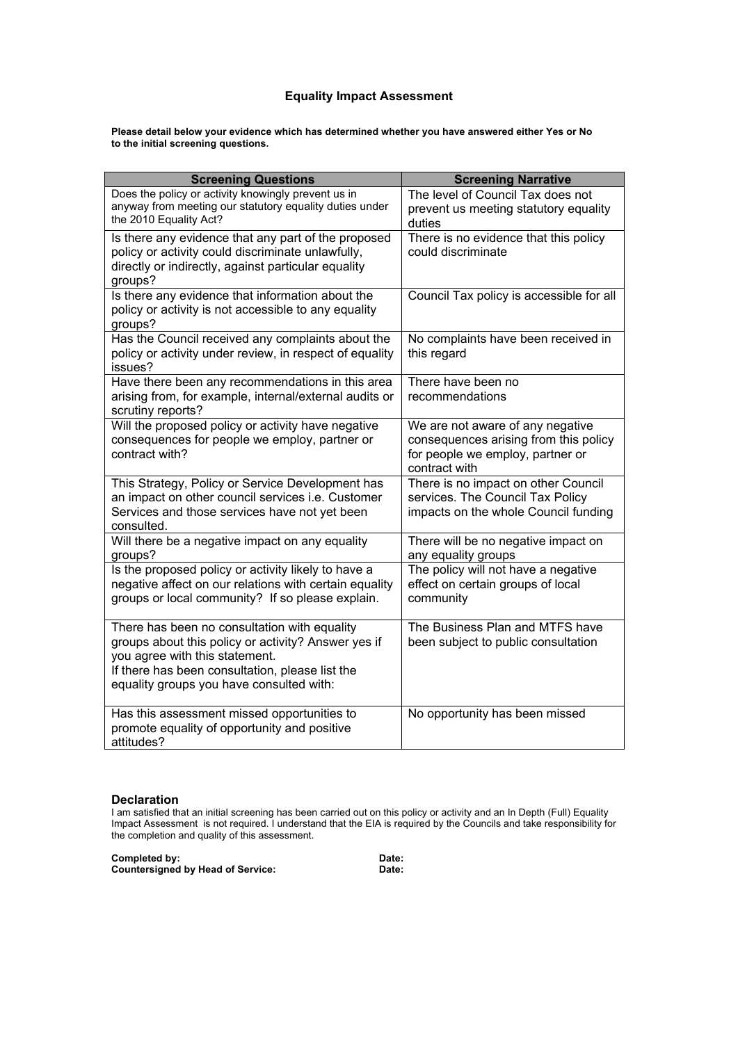# Equality Impact Assessment

**Please detail below your evidence which has determined whether you have answered either Yes or No to the initial screening questions.**

| Screening Questions | Screening Narrative |
|---|---|
| Does the policy or activity knowingly prevent us in anyway from meeting our statutory equality duties under the 2010 Equality Act? | The level of Council Tax does not prevent us meeting statutory equality duties |
| Is there any evidence that any part of the proposed policy or activity could discriminate unlawfully, directly or indirectly, against particular equality groups? | There is no evidence that this policy could discriminate |
| Is there any evidence that information about the policy or activity is not accessible to any equality groups? | Council Tax policy is accessible for all |
| Has the Council received any complaints about the policy or activity under review, in respect of equality issues? | No complaints have been received in this regard |
| Have there been any recommendations in this area arising from, for example, internal/external audits or scrutiny reports? | There have been no recommendations |
| Will the proposed policy or activity have negative consequences for people we employ, partner or contract with? | We are not aware of any negative consequences arising from this policy for people we employ, partner or contract with |
| This Strategy, Policy or Service Development has an impact on other council services i.e. Customer Services and those services have not yet been consulted. | There is no impact on other Council services. The Council Tax Policy impacts on the whole Council funding |
| Will there be a negative impact on any equality groups? | There will be no negative impact on any equality groups |
| Is the proposed policy or activity likely to have a negative affect on our relations with certain equality groups or local community? If so please explain. | The policy will not have a negative effect on certain groups of local community |
| There has been no consultation with equality groups about this policy or activity? Answer yes if you agree with this statement. If there has been consultation, please list the equality groups you have consulted with: | The Business Plan and MTFS have been subject to public consultation |
| Has this assessment missed opportunities to promote equality of opportunity and positive attitudes? | No opportunity has been missed |

## Declaration

I am satisfied that an initial screening has been carried out on this policy or activity and an In Depth (Full) Equality Impact Assessment is not required. I understand that the EIA is required by the Councils and take responsibility for the completion and quality of this assessment.

**Completed by:** **Date:**

**Countersigned by Head of Service:** **Date:**